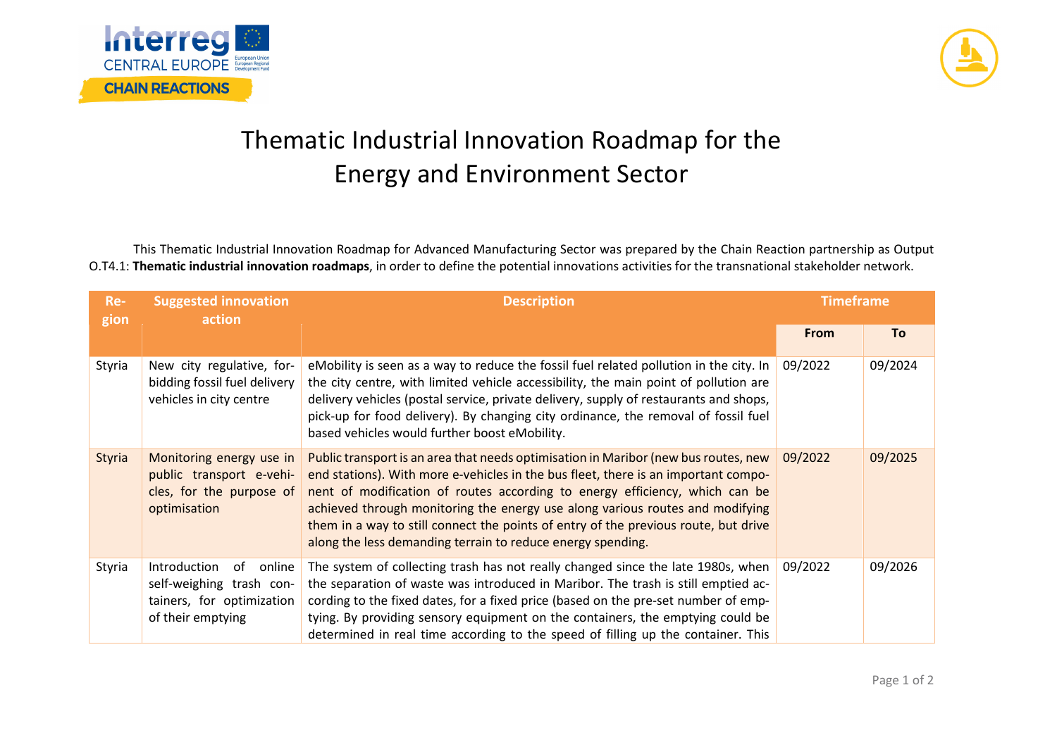# Thematic Industrial Innovation Roadmap for the Energy and Environment Sector

This Thematic Industrial Innovation Roadmap for Advanced Manufacturing Sector was prepared by the Chain Reaction partnership as Output O.T4.1: **Thematic industrial innovation roadmaps**, in order to define the potential innovations activities for the transnational stakeholder network.

| Region | Suggested innovation action | Description | Timeframe | |
|---|---|---|---|---|
| | | | From | To |
| Styria | New city regulative, forbidding fossil fuel delivery vehicles in city centre | eMobility is seen as a way to reduce the fossil fuel related pollution in the city. In the city centre, with limited vehicle accessibility, the main point of pollution are delivery vehicles (postal service, private delivery, supply of restaurants and shops, pick-up for food delivery). By changing city ordinance, the removal of fossil fuel based vehicles would further boost eMobility. | 09/2022 | 09/2024 |
| Styria | Monitoring energy use in public transport e-vehicles, for the purpose of optimisation | Public transport is an area that needs optimisation in Maribor (new bus routes, new end stations). With more e-vehicles in the bus fleet, there is an important component of modification of routes according to energy efficiency, which can be achieved through monitoring the energy use along various routes and modifying them in a way to still connect the points of entry of the previous route, but drive along the less demanding terrain to reduce energy spending. | 09/2022 | 09/2025 |
| Styria | Introduction of online self-weighing trash containers, for optimization of their emptying | The system of collecting trash has not really changed since the late 1980s, when the separation of waste was introduced in Maribor. The trash is still emptied according to the fixed dates, for a fixed price (based on the pre-set number of emptying. By providing sensory equipment on the containers, the emptying could be determined in real time according to the speed of filling up the container. This | 09/2022 | 09/2026 |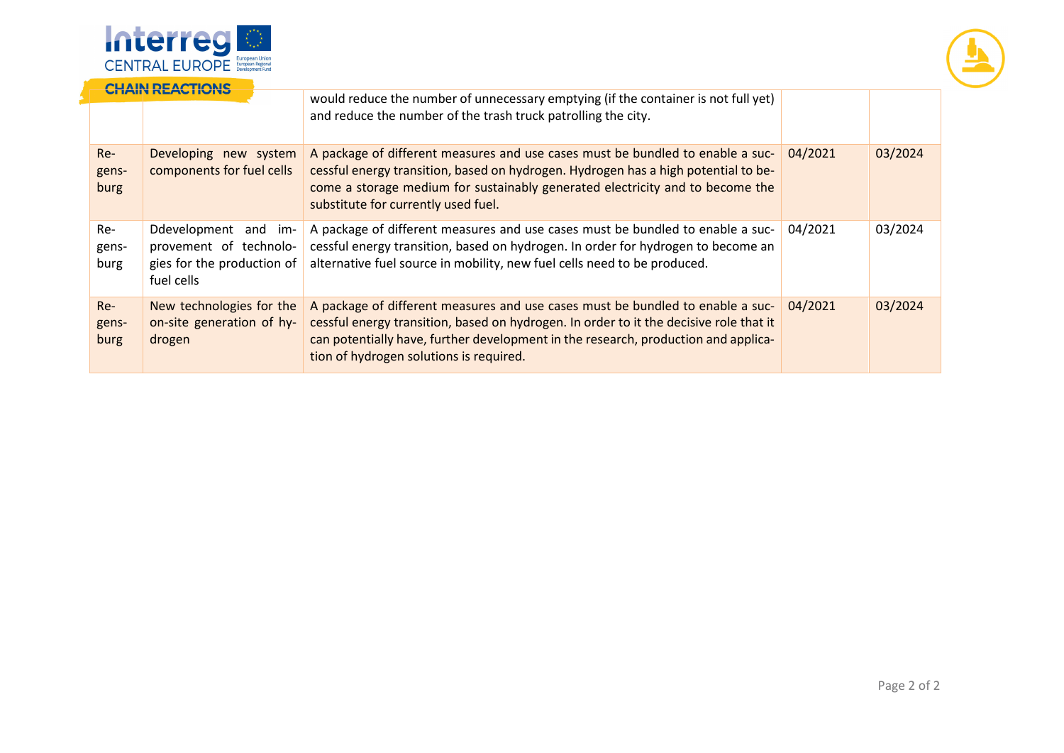| | | | | |
|---|---|---|---|---|
| | | would reduce the number of unnecessary emptying (if the container is not full yet) and reduce the number of the trash truck patrolling the city. | | |
| Re-gens-burg | Developing new system components for fuel cells | A package of different measures and use cases must be bundled to enable a successful energy transition, based on hydrogen. Hydrogen has a high potential to become a storage medium for sustainably generated electricity and to become the substitute for currently used fuel. | 04/2021 | 03/2024 |
| Re-gens-burg | Ddevelopment and improvement of technologies for the production of fuel cells | A package of different measures and use cases must be bundled to enable a successful energy transition, based on hydrogen. In order for hydrogen to become an alternative fuel source in mobility, new fuel cells need to be produced. | 04/2021 | 03/2024 |
| Re-gens-burg | New technologies for the on-site generation of hydrogen | A package of different measures and use cases must be bundled to enable a successful energy transition, based on hydrogen. In order to it the decisive role that it can potentially have, further development in the research, production and application of hydrogen solutions is required. | 04/2021 | 03/2024 |